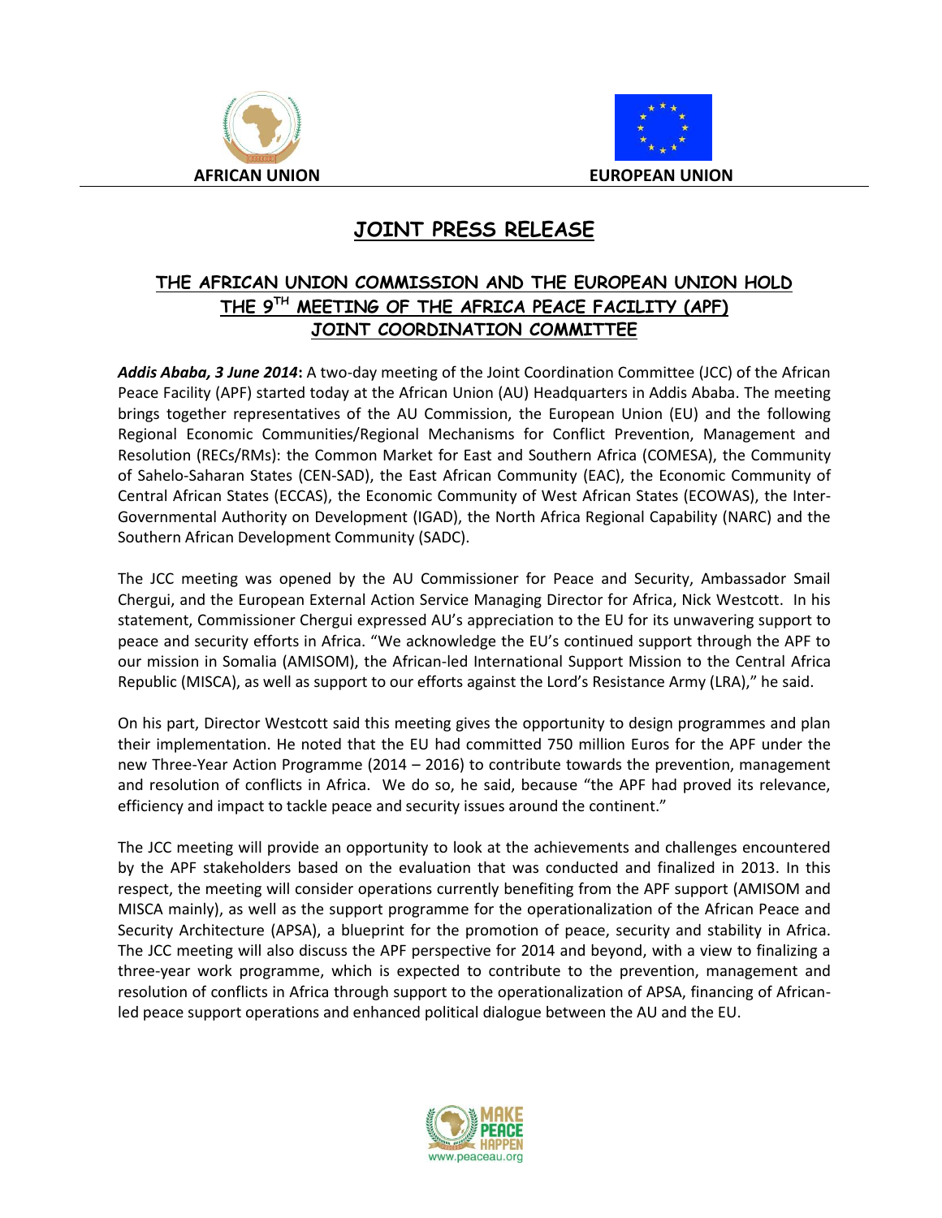AFRICAN UNION

EUROPEAN UNION

# JOINT PRESS RELEASE

## THE AFRICAN UNION COMMISSION AND THE EUROPEAN UNION HOLD THE 9TH MEETING OF THE AFRICA PEACE FACILITY (APF) JOINT COORDINATION COMMITTEE

***Addis Ababa, 3 June 2014*:** A two-day meeting of the Joint Coordination Committee (JCC) of the African Peace Facility (APF) started today at the African Union (AU) Headquarters in Addis Ababa. The meeting brings together representatives of the AU Commission, the European Union (EU) and the following Regional Economic Communities/Regional Mechanisms for Conflict Prevention, Management and Resolution (RECs/RMs): the Common Market for East and Southern Africa (COMESA), the Community of Sahelo-Saharan States (CEN-SAD), the East African Community (EAC), the Economic Community of Central African States (ECCAS), the Economic Community of West African States (ECOWAS), the Inter-Governmental Authority on Development (IGAD), the North Africa Regional Capability (NARC) and the Southern African Development Community (SADC).

The JCC meeting was opened by the AU Commissioner for Peace and Security, Ambassador Smail Chergui, and the European External Action Service Managing Director for Africa, Nick Westcott. In his statement, Commissioner Chergui expressed AU's appreciation to the EU for its unwavering support to peace and security efforts in Africa. "We acknowledge the EU's continued support through the APF to our mission in Somalia (AMISOM), the African-led International Support Mission to the Central Africa Republic (MISCA), as well as support to our efforts against the Lord's Resistance Army (LRA)," he said.

On his part, Director Westcott said this meeting gives the opportunity to design programmes and plan their implementation. He noted that the EU had committed 750 million Euros for the APF under the new Three-Year Action Programme (2014 – 2016) to contribute towards the prevention, management and resolution of conflicts in Africa. We do so, he said, because "the APF had proved its relevance, efficiency and impact to tackle peace and security issues around the continent."

The JCC meeting will provide an opportunity to look at the achievements and challenges encountered by the APF stakeholders based on the evaluation that was conducted and finalized in 2013. In this respect, the meeting will consider operations currently benefiting from the APF support (AMISOM and MISCA mainly), as well as the support programme for the operationalization of the African Peace and Security Architecture (APSA), a blueprint for the promotion of peace, security and stability in Africa. The JCC meeting will also discuss the APF perspective for 2014 and beyond, with a view to finalizing a three-year work programme, which is expected to contribute to the prevention, management and resolution of conflicts in Africa through support to the operationalization of APSA, financing of African-led peace support operations and enhanced political dialogue between the AU and the EU.

MAKE PEACE HAPPEN
www.peaceau.org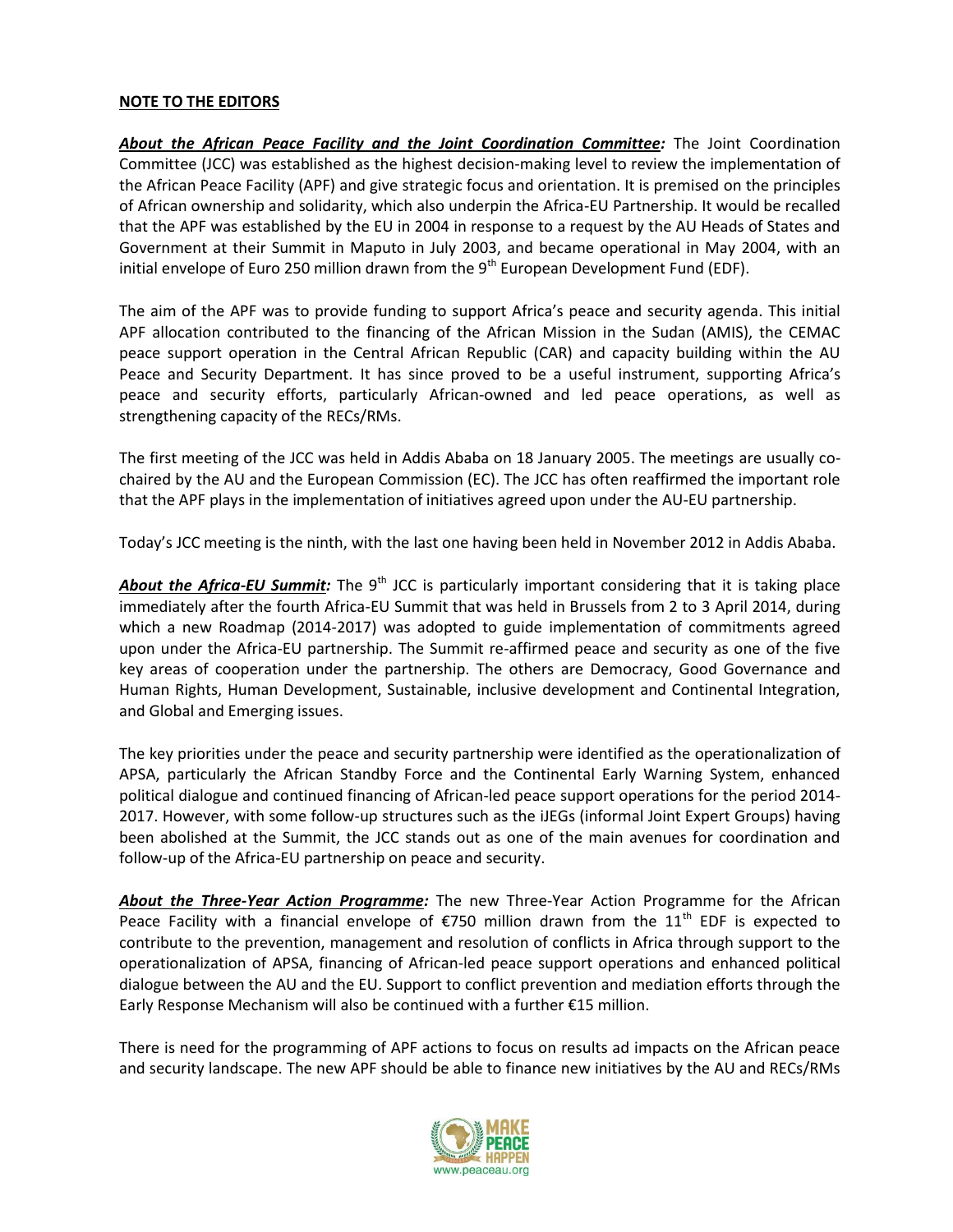**NOTE TO THE EDITORS**

***About the African Peace Facility and the Joint Coordination Committee:*** The Joint Coordination Committee (JCC) was established as the highest decision-making level to review the implementation of the African Peace Facility (APF) and give strategic focus and orientation. It is premised on the principles of African ownership and solidarity, which also underpin the Africa-EU Partnership. It would be recalled that the APF was established by the EU in 2004 in response to a request by the AU Heads of States and Government at their Summit in Maputo in July 2003, and became operational in May 2004, with an initial envelope of Euro 250 million drawn from the 9th European Development Fund (EDF).

The aim of the APF was to provide funding to support Africa's peace and security agenda. This initial APF allocation contributed to the financing of the African Mission in the Sudan (AMIS), the CEMAC peace support operation in the Central African Republic (CAR) and capacity building within the AU Peace and Security Department. It has since proved to be a useful instrument, supporting Africa's peace and security efforts, particularly African-owned and led peace operations, as well as strengthening capacity of the RECs/RMs.

The first meeting of the JCC was held in Addis Ababa on 18 January 2005. The meetings are usually co-chaired by the AU and the European Commission (EC). The JCC has often reaffirmed the important role that the APF plays in the implementation of initiatives agreed upon under the AU-EU partnership.

Today's JCC meeting is the ninth, with the last one having been held in November 2012 in Addis Ababa.

***About the Africa-EU Summit:*** The 9th JCC is particularly important considering that it is taking place immediately after the fourth Africa-EU Summit that was held in Brussels from 2 to 3 April 2014, during which a new Roadmap (2014-2017) was adopted to guide implementation of commitments agreed upon under the Africa-EU partnership. The Summit re-affirmed peace and security as one of the five key areas of cooperation under the partnership. The others are Democracy, Good Governance and Human Rights, Human Development, Sustainable, inclusive development and Continental Integration, and Global and Emerging issues.

The key priorities under the peace and security partnership were identified as the operationalization of APSA, particularly the African Standby Force and the Continental Early Warning System, enhanced political dialogue and continued financing of African-led peace support operations for the period 2014-2017. However, with some follow-up structures such as the iJEGs (informal Joint Expert Groups) having been abolished at the Summit, the JCC stands out as one of the main avenues for coordination and follow-up of the Africa-EU partnership on peace and security.

***About the Three-Year Action Programme:*** The new Three-Year Action Programme for the African Peace Facility with a financial envelope of €750 million drawn from the 11th EDF is expected to contribute to the prevention, management and resolution of conflicts in Africa through support to the operationalization of APSA, financing of African-led peace support operations and enhanced political dialogue between the AU and the EU. Support to conflict prevention and mediation efforts through the Early Response Mechanism will also be continued with a further €15 million.

There is need for the programming of APF actions to focus on results ad impacts on the African peace and security landscape. The new APF should be able to finance new initiatives by the AU and RECs/RMs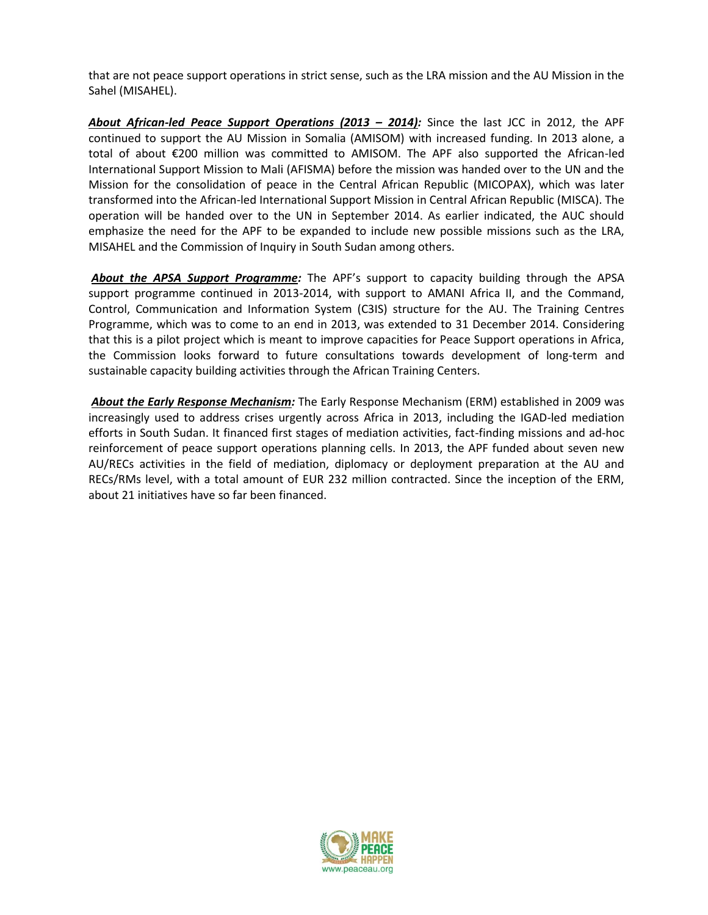that are not peace support operations in strict sense, such as the LRA mission and the AU Mission in the Sahel (MISAHEL).

***About African-led Peace Support Operations (2013 – 2014):*** Since the last JCC in 2012, the APF continued to support the AU Mission in Somalia (AMISOM) with increased funding. In 2013 alone, a total of about €200 million was committed to AMISOM. The APF also supported the African-led International Support Mission to Mali (AFISMA) before the mission was handed over to the UN and the Mission for the consolidation of peace in the Central African Republic (MICOPAX), which was later transformed into the African-led International Support Mission in Central African Republic (MISCA). The operation will be handed over to the UN in September 2014. As earlier indicated, the AUC should emphasize the need for the APF to be expanded to include new possible missions such as the LRA, MISAHEL and the Commission of Inquiry in South Sudan among others.

***About the APSA Support Programme:*** The APF's support to capacity building through the APSA support programme continued in 2013-2014, with support to AMANI Africa II, and the Command, Control, Communication and Information System (C3IS) structure for the AU. The Training Centres Programme, which was to come to an end in 2013, was extended to 31 December 2014. Considering that this is a pilot project which is meant to improve capacities for Peace Support operations in Africa, the Commission looks forward to future consultations towards development of long-term and sustainable capacity building activities through the African Training Centers.

***About the Early Response Mechanism:*** The Early Response Mechanism (ERM) established in 2009 was increasingly used to address crises urgently across Africa in 2013, including the IGAD-led mediation efforts in South Sudan. It financed first stages of mediation activities, fact-finding missions and ad-hoc reinforcement of peace support operations planning cells. In 2013, the APF funded about seven new AU/RECs activities in the field of mediation, diplomacy or deployment preparation at the AU and RECs/RMs level, with a total amount of EUR 232 million contracted. Since the inception of the ERM, about 21 initiatives have so far been financed.